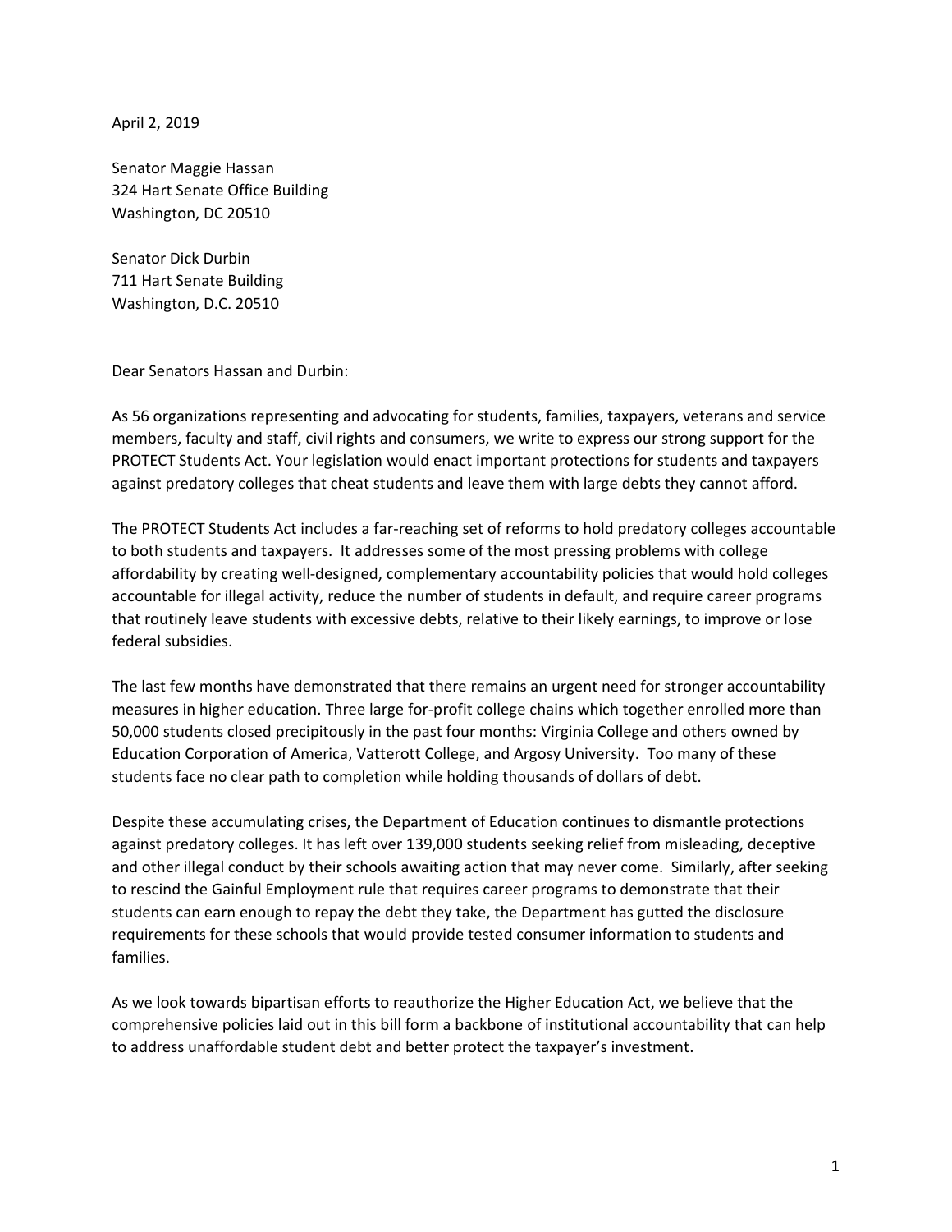April 2, 2019

Senator Maggie Hassan
324 Hart Senate Office Building
Washington, DC 20510

Senator Dick Durbin
711 Hart Senate Building
Washington, D.C. 20510

Dear Senators Hassan and Durbin:

As 56 organizations representing and advocating for students, families, taxpayers, veterans and service members, faculty and staff, civil rights and consumers, we write to express our strong support for the PROTECT Students Act. Your legislation would enact important protections for students and taxpayers against predatory colleges that cheat students and leave them with large debts they cannot afford.

The PROTECT Students Act includes a far-reaching set of reforms to hold predatory colleges accountable to both students and taxpayers. It addresses some of the most pressing problems with college affordability by creating well-designed, complementary accountability policies that would hold colleges accountable for illegal activity, reduce the number of students in default, and require career programs that routinely leave students with excessive debts, relative to their likely earnings, to improve or lose federal subsidies.

The last few months have demonstrated that there remains an urgent need for stronger accountability measures in higher education. Three large for-profit college chains which together enrolled more than 50,000 students closed precipitously in the past four months: Virginia College and others owned by Education Corporation of America, Vatterott College, and Argosy University. Too many of these students face no clear path to completion while holding thousands of dollars of debt.

Despite these accumulating crises, the Department of Education continues to dismantle protections against predatory colleges. It has left over 139,000 students seeking relief from misleading, deceptive and other illegal conduct by their schools awaiting action that may never come. Similarly, after seeking to rescind the Gainful Employment rule that requires career programs to demonstrate that their students can earn enough to repay the debt they take, the Department has gutted the disclosure requirements for these schools that would provide tested consumer information to students and families.

As we look towards bipartisan efforts to reauthorize the Higher Education Act, we believe that the comprehensive policies laid out in this bill form a backbone of institutional accountability that can help to address unaffordable student debt and better protect the taxpayer's investment.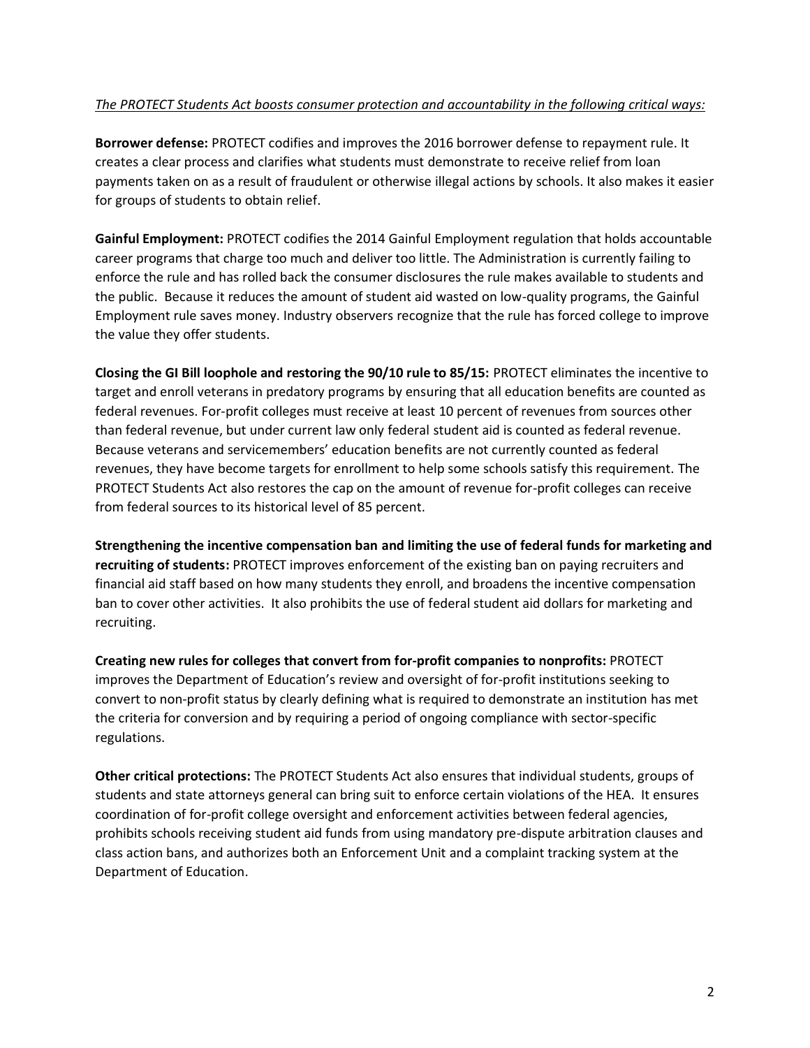*The PROTECT Students Act boosts consumer protection and accountability in the following critical ways:*

**Borrower defense:** PROTECT codifies and improves the 2016 borrower defense to repayment rule. It creates a clear process and clarifies what students must demonstrate to receive relief from loan payments taken on as a result of fraudulent or otherwise illegal actions by schools. It also makes it easier for groups of students to obtain relief.

**Gainful Employment:** PROTECT codifies the 2014 Gainful Employment regulation that holds accountable career programs that charge too much and deliver too little. The Administration is currently failing to enforce the rule and has rolled back the consumer disclosures the rule makes available to students and the public. Because it reduces the amount of student aid wasted on low-quality programs, the Gainful Employment rule saves money. Industry observers recognize that the rule has forced college to improve the value they offer students.

**Closing the GI Bill loophole and restoring the 90/10 rule to 85/15:** PROTECT eliminates the incentive to target and enroll veterans in predatory programs by ensuring that all education benefits are counted as federal revenues. For-profit colleges must receive at least 10 percent of revenues from sources other than federal revenue, but under current law only federal student aid is counted as federal revenue. Because veterans and servicemembers' education benefits are not currently counted as federal revenues, they have become targets for enrollment to help some schools satisfy this requirement. The PROTECT Students Act also restores the cap on the amount of revenue for-profit colleges can receive from federal sources to its historical level of 85 percent.

**Strengthening the incentive compensation ban and limiting the use of federal funds for marketing and recruiting of students:** PROTECT improves enforcement of the existing ban on paying recruiters and financial aid staff based on how many students they enroll, and broadens the incentive compensation ban to cover other activities. It also prohibits the use of federal student aid dollars for marketing and recruiting.

**Creating new rules for colleges that convert from for-profit companies to nonprofits:** PROTECT improves the Department of Education's review and oversight of for-profit institutions seeking to convert to non-profit status by clearly defining what is required to demonstrate an institution has met the criteria for conversion and by requiring a period of ongoing compliance with sector-specific regulations.

**Other critical protections:** The PROTECT Students Act also ensures that individual students, groups of students and state attorneys general can bring suit to enforce certain violations of the HEA. It ensures coordination of for-profit college oversight and enforcement activities between federal agencies, prohibits schools receiving student aid funds from using mandatory pre-dispute arbitration clauses and class action bans, and authorizes both an Enforcement Unit and a complaint tracking system at the Department of Education.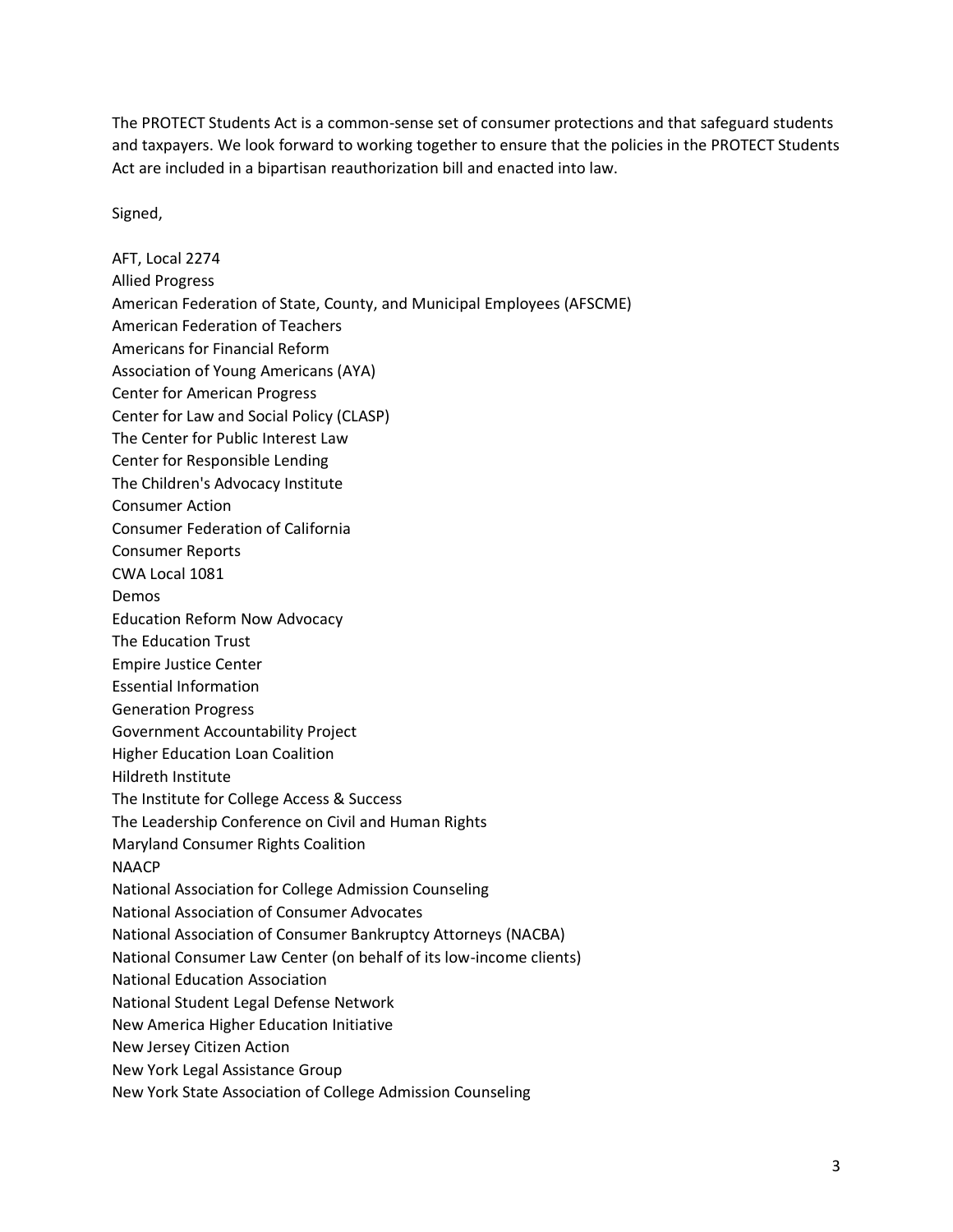The PROTECT Students Act is a common-sense set of consumer protections and that safeguard students and taxpayers. We look forward to working together to ensure that the policies in the PROTECT Students Act are included in a bipartisan reauthorization bill and enacted into law.

Signed,

AFT, Local 2274
Allied Progress
American Federation of State, County, and Municipal Employees (AFSCME)
American Federation of Teachers
Americans for Financial Reform
Association of Young Americans (AYA)
Center for American Progress
Center for Law and Social Policy (CLASP)
The Center for Public Interest Law
Center for Responsible Lending
The Children's Advocacy Institute
Consumer Action
Consumer Federation of California
Consumer Reports
CWA Local 1081
Demos
Education Reform Now Advocacy
The Education Trust
Empire Justice Center
Essential Information
Generation Progress
Government Accountability Project
Higher Education Loan Coalition
Hildreth Institute
The Institute for College Access & Success
The Leadership Conference on Civil and Human Rights
Maryland Consumer Rights Coalition
NAACP
National Association for College Admission Counseling
National Association of Consumer Advocates
National Association of Consumer Bankruptcy Attorneys (NACBA)
National Consumer Law Center (on behalf of its low-income clients)
National Education Association
National Student Legal Defense Network
New America Higher Education Initiative
New Jersey Citizen Action
New York Legal Assistance Group
New York State Association of College Admission Counseling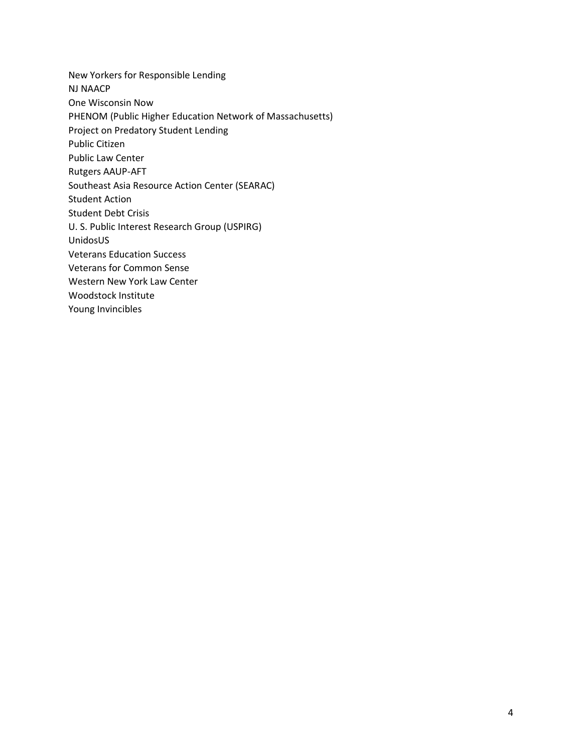New Yorkers for Responsible Lending
NJ NAACP
One Wisconsin Now
PHENOM (Public Higher Education Network of Massachusetts)
Project on Predatory Student Lending
Public Citizen
Public Law Center
Rutgers AAUP-AFT
Southeast Asia Resource Action Center (SEARAC)
Student Action
Student Debt Crisis
U. S. Public Interest Research Group (USPIRG)
UnidosUS
Veterans Education Success
Veterans for Common Sense
Western New York Law Center
Woodstock Institute
Young Invincibles